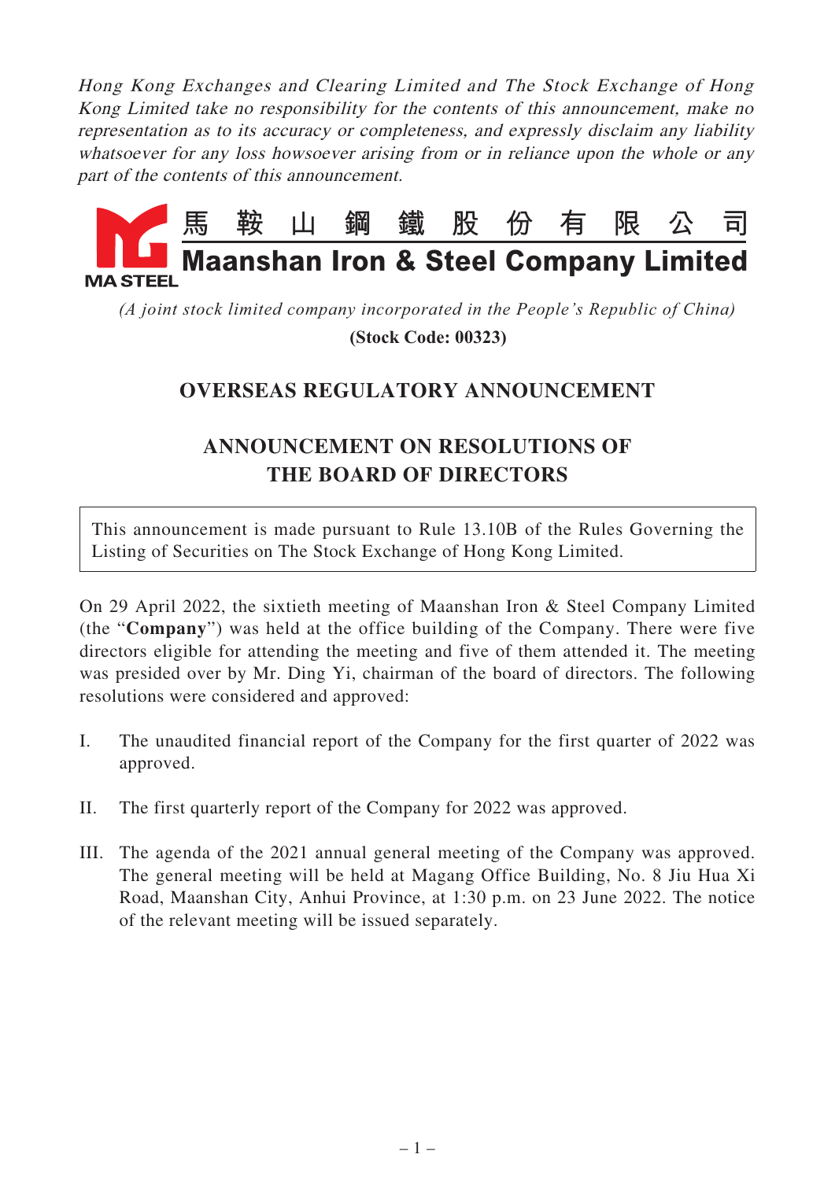*Hong Kong Exchanges and Clearing Limited and The Stock Exchange of Hong Kong Limited take no responsibility for the contents of this announcement, make no representation as to its accuracy or completeness, and expressly disclaim any liability whatsoever for any loss howsoever arising from or in reliance upon the whole or any part of the contents of this announcement.*

**馬鞍山鋼鐵股份有限公司**

**Maanshan Iron & Steel Company Limited**

MA STEEL

*(A joint stock limited company incorporated in the People's Republic of China)*

**(Stock Code: 00323)**

## OVERSEAS REGULATORY ANNOUNCEMENT

## ANNOUNCEMENT ON RESOLUTIONS OF THE BOARD OF DIRECTORS

This announcement is made pursuant to Rule 13.10B of the Rules Governing the Listing of Securities on The Stock Exchange of Hong Kong Limited.

On 29 April 2022, the sixtieth meeting of Maanshan Iron & Steel Company Limited (the "**Company**") was held at the office building of the Company. There were five directors eligible for attending the meeting and five of them attended it. The meeting was presided over by Mr. Ding Yi, chairman of the board of directors. The following resolutions were considered and approved:

I. The unaudited financial report of the Company for the first quarter of 2022 was approved.

II. The first quarterly report of the Company for 2022 was approved.

III. The agenda of the 2021 annual general meeting of the Company was approved. The general meeting will be held at Magang Office Building, No. 8 Jiu Hua Xi Road, Maanshan City, Anhui Province, at 1:30 p.m. on 23 June 2022. The notice of the relevant meeting will be issued separately.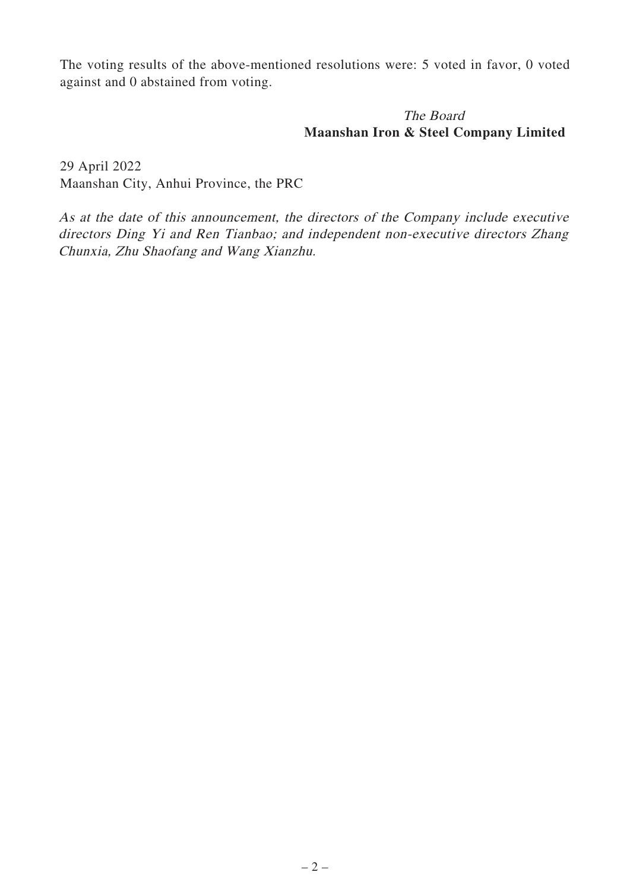The voting results of the above-mentioned resolutions were: 5 voted in favor, 0 voted against and 0 abstained from voting.

*The Board*
**Maanshan Iron & Steel Company Limited**

29 April 2022
Maanshan City, Anhui Province, the PRC

*As at the date of this announcement, the directors of the Company include executive directors Ding Yi and Ren Tianbao; and independent non-executive directors Zhang Chunxia, Zhu Shaofang and Wang Xianzhu.*